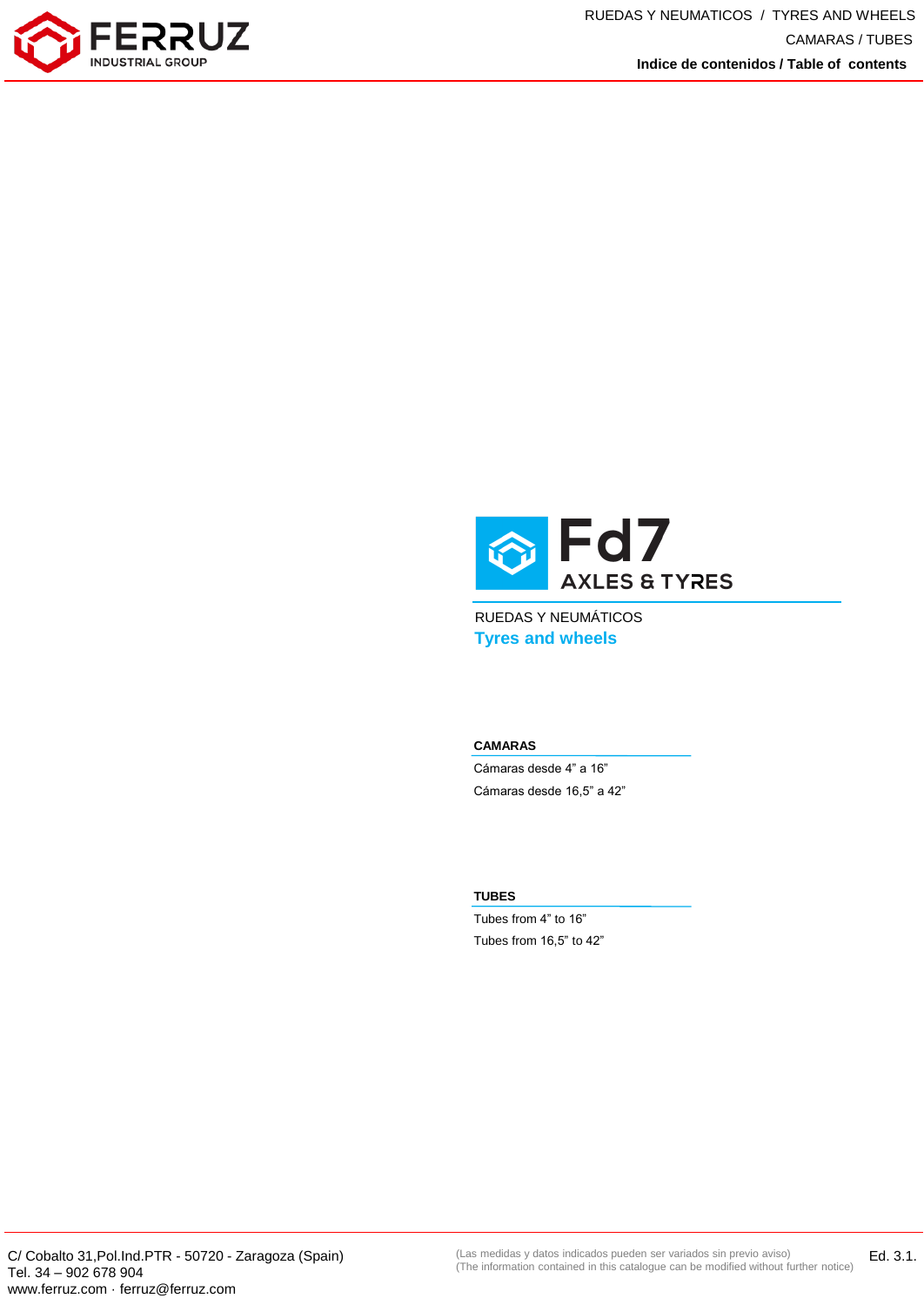# Fd7

**AXLES & TYRES**

RUEDAS Y NEUMÁTICOS

## Tyres and wheels

### CAMARAS

Cámaras desde 4” a 16”

Cámaras desde 16,5” a 42”

### TUBES

Tubes from 4” to 16”

Tubes from 16,5” to 42”

C/ Cobalto 31,Pol.Ind.PTR - 50720 - Zaragoza (Spain)
Tel. 34 – 902 678 904
www.ferruz.com · ferruz@ferruz.com

(Las medidas y datos indicados pueden ser variados sin previo aviso)
(The information contained in this catalogue can be modified without further notice)

Ed. 3.1.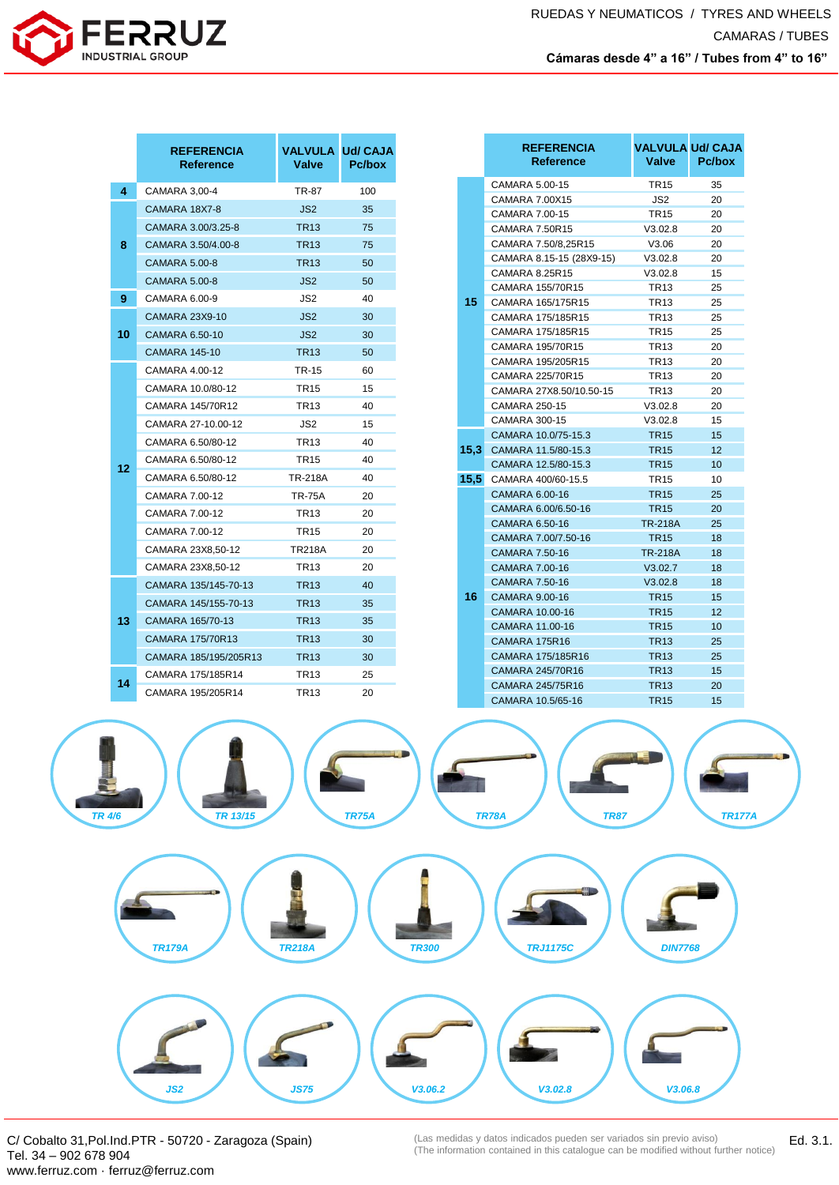RUEDAS Y NEUMATICOS / TYRES AND WHEELS

CAMARAS / TUBES

**Cámaras desde 4" a 16" / Tubes from 4" to 16"**

| | REFERENCIA Reference | VALVULA Valve | Ud/ CAJA Pc/box |
|---|---|---|---|
| 4 | CAMARA 3,00-4 | TR-87 | 100 |
| 8 | CAMARA 18X7-8 | JS2 | 35 |
| | CAMARA 3.00/3.25-8 | TR13 | 75 |
| | CAMARA 3.50/4.00-8 | TR13 | 75 |
| | CAMARA 5.00-8 | TR13 | 50 |
| | CAMARA 5.00-8 | JS2 | 50 |
| 9 | CAMARA 6.00-9 | JS2 | 40 |
| 10 | CAMARA 23X9-10 | JS2 | 30 |
| | CAMARA 6.50-10 | JS2 | 30 |
| | CAMARA 145-10 | TR13 | 50 |
| 12 | CAMARA 4.00-12 | TR-15 | 60 |
| | CAMARA 10.0/80-12 | TR15 | 15 |
| | CAMARA 145/70R12 | TR13 | 40 |
| | CAMARA 27-10.00-12 | JS2 | 15 |
| | CAMARA 6.50/80-12 | TR13 | 40 |
| | CAMARA 6.50/80-12 | TR15 | 40 |
| | CAMARA 6.50/80-12 | TR-218A | 40 |
| | CAMARA 7.00-12 | TR-75A | 20 |
| | CAMARA 7.00-12 | TR13 | 20 |
| | CAMARA 7.00-12 | TR15 | 20 |
| | CAMARA 23X8,50-12 | TR218A | 20 |
| | CAMARA 23X8,50-12 | TR13 | 20 |
| 13 | CAMARA 135/145-70-13 | TR13 | 40 |
| | CAMARA 145/155-70-13 | TR13 | 35 |
| | CAMARA 165/70-13 | TR13 | 35 |
| | CAMARA 175/70R13 | TR13 | 30 |
| | CAMARA 185/195/205R13 | TR13 | 30 |
| 14 | CAMARA 175/185R14 | TR13 | 25 |
| | CAMARA 195/205R14 | TR13 | 20 |

| | REFERENCIA Reference | VALVULA Valve | Ud/ CAJA Pc/box |
|---|---|---|---|
| 15 | CAMARA 5.00-15 | TR15 | 35 |
| | CAMARA 7.00X15 | JS2 | 20 |
| | CAMARA 7.00-15 | TR15 | 20 |
| | CAMARA 7.50R15 | V3.02.8 | 20 |
| | CAMARA 7.50/8,25R15 | V3.06 | 20 |
| | CAMARA 8.15-15 (28X9-15) | V3.02.8 | 20 |
| | CAMARA 8.25R15 | V3.02.8 | 15 |
| | CAMARA 155/70R15 | TR13 | 25 |
| | CAMARA 165/175R15 | TR13 | 25 |
| | CAMARA 175/185R15 | TR13 | 25 |
| | CAMARA 175/185R15 | TR15 | 25 |
| | CAMARA 195/70R15 | TR13 | 20 |
| | CAMARA 195/205R15 | TR13 | 20 |
| | CAMARA 225/70R15 | TR13 | 20 |
| | CAMARA 27X8.50/10.50-15 | TR13 | 20 |
| | CAMARA 250-15 | V3.02.8 | 20 |
| | CAMARA 300-15 | V3.02.8 | 15 |
| 15,3 | CAMARA 10.0/75-15.3 | TR15 | 15 |
| | CAMARA 11.5/80-15.3 | TR15 | 12 |
| | CAMARA 12.5/80-15.3 | TR15 | 10 |
| 15,5 | CAMARA 400/60-15.5 | TR15 | 10 |
| 16 | CAMARA 6.00-16 | TR15 | 25 |
| | CAMARA 6.00/6.50-16 | TR15 | 20 |
| | CAMARA 6.50-16 | TR-218A | 25 |
| | CAMARA 7.00/7.50-16 | TR15 | 18 |
| | CAMARA 7.50-16 | TR-218A | 18 |
| | CAMARA 7.00-16 | V3.02.7 | 18 |
| | CAMARA 7.50-16 | V3.02.8 | 18 |
| | CAMARA 9.00-16 | TR15 | 15 |
| | CAMARA 10.00-16 | TR15 | 12 |
| | CAMARA 11.00-16 | TR15 | 10 |
| | CAMARA 175R16 | TR13 | 25 |
| | CAMARA 175/185R16 | TR13 | 25 |
| | CAMARA 245/70R16 | TR13 | 15 |
| | CAMARA 245/75R16 | TR13 | 20 |
| | CAMARA 10.5/65-16 | TR15 | 15 |

TR 4/6 · TR 13/15 · TR75A · TR78A · TR87 · TR177A

TR179A · TR218A · TR300 · TRJ1175C · DIN7768

JS2 · JS75 · V3.06.2 · V3.02.8 · V3.06.8

C/ Cobalto 31,Pol.Ind.PTR - 50720 - Zaragoza (Spain)
Tel. 34 – 902 678 904
www.ferruz.com · ferruz@ferruz.com

(Las medidas y datos indicados pueden ser variados sin previo aviso)
(The information contained in this catalogue can be modified without further notice)

Ed. 3.1.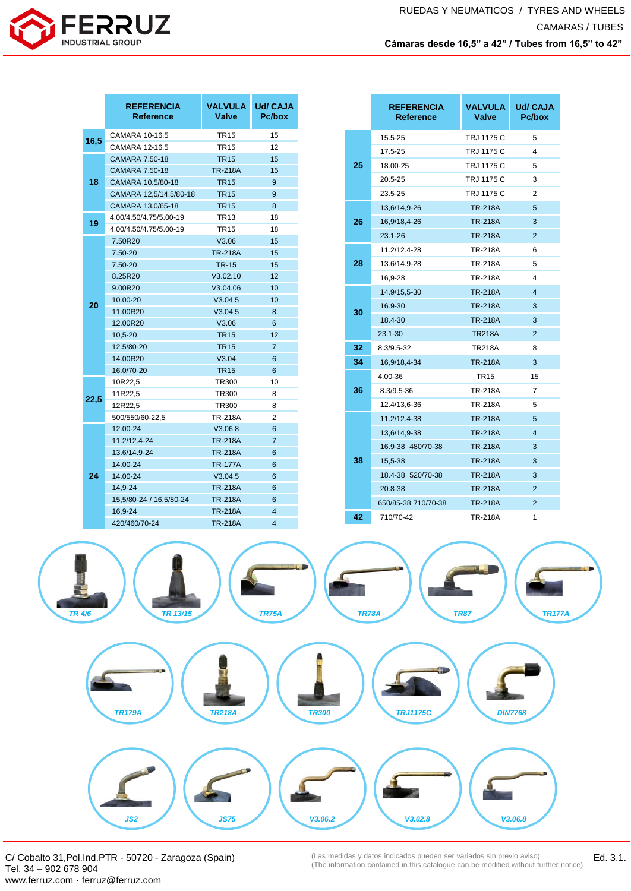RUEDAS Y NEUMATICOS / TYRES AND WHEELS

CAMARAS / TUBES

**Cámaras desde 16,5" a 42" / Tubes from 16,5" to 42"**

| | REFERENCIA Reference | VALVULA Valve | Ud/ CAJA Pc/box |
|---|---|---|---|
| 16,5 | CAMARA 10-16.5 | TR15 | 15 |
| | CAMARA 12-16.5 | TR15 | 12 |
| 18 | CAMARA 7.50-18 | TR15 | 15 |
| | CAMARA 7.50-18 | TR-218A | 15 |
| | CAMARA 10.5/80-18 | TR15 | 9 |
| | CAMARA 12,5/14,5/80-18 | TR15 | 9 |
| | CAMARA 13.0/65-18 | TR15 | 8 |
| 19 | 4.00/4.50/4.75/5.00-19 | TR13 | 18 |
| | 4.00/4.50/4.75/5.00-19 | TR15 | 18 |
| 20 | 7.50R20 | V3.06 | 15 |
| | 7.50-20 | TR-218A | 15 |
| | 7.50-20 | TR-15 | 15 |
| | 8.25R20 | V3.02.10 | 12 |
| | 9.00R20 | V3.04.06 | 10 |
| | 10.00-20 | V3.04.5 | 10 |
| | 11.00R20 | V3.04.5 | 8 |
| | 12.00R20 | V3.06 | 6 |
| | 10,5-20 | TR15 | 12 |
| | 12.5/80-20 | TR15 | 7 |
| | 14.00R20 | V3.04 | 6 |
| | 16.0/70-20 | TR15 | 6 |
| 22,5 | 10R22,5 | TR300 | 10 |
| | 11R22,5 | TR300 | 8 |
| | 12R22,5 | TR300 | 8 |
| | 500/550/60-22,5 | TR-218A | 2 |
| 24 | 12.00-24 | V3.06.8 | 6 |
| | 11.2/12.4-24 | TR-218A | 7 |
| | 13.6/14.9-24 | TR-218A | 6 |
| | 14.00-24 | TR-177A | 6 |
| | 14.00-24 | V3.04.5 | 6 |
| | 14,9-24 | TR-218A | 6 |
| | 15,5/80-24 / 16,5/80-24 | TR-218A | 6 |
| | 16,9-24 | TR-218A | 4 |
| | 420/460/70-24 | TR-218A | 4 |

| | REFERENCIA Reference | VALVULA Valve | Ud/ CAJA Pc/box |
|---|---|---|---|
| 25 | 15.5-25 | TRJ 1175 C | 5 |
| | 17.5-25 | TRJ 1175 C | 4 |
| | 18.00-25 | TRJ 1175 C | 5 |
| | 20.5-25 | TRJ 1175 C | 3 |
| | 23.5-25 | TRJ 1175 C | 2 |
| 26 | 13,6/14,9-26 | TR-218A | 5 |
| | 16,9/18,4-26 | TR-218A | 3 |
| | 23.1-26 | TR-218A | 2 |
| 28 | 11.2/12.4-28 | TR-218A | 6 |
| | 13.6/14.9-28 | TR-218A | 5 |
| | 16,9-28 | TR-218A | 4 |
| 30 | 14.9/15,5-30 | TR-218A | 4 |
| | 16.9-30 | TR-218A | 3 |
| | 18.4-30 | TR-218A | 3 |
| | 23.1-30 | TR218A | 2 |
| 32 | 8.3/9.5-32 | TR218A | 8 |
| 34 | 16,9/18,4-34 | TR-218A | 3 |
| 36 | 4.00-36 | TR15 | 15 |
| | 8.3/9.5-36 | TR-218A | 7 |
| | 12.4/13,6-36 | TR-218A | 5 |
| 38 | 11.2/12.4-38 | TR-218A | 5 |
| | 13,6/14,9-38 | TR-218A | 4 |
| | 16.9-38 480/70-38 | TR-218A | 3 |
| | 15,5-38 | TR-218A | 3 |
| | 18.4-38 520/70-38 | TR-218A | 3 |
| | 20.8-38 | TR-218A | 2 |
| | 650/85-38 710/70-38 | TR-218A | 2 |
| 42 | 710/70-42 | TR-218A | 1 |

TR 4/6 · TR 13/15 · TR75A · TR78A · TR87 · TR177A

TR179A · TR218A · TR300 · TRJ1175C · DIN7768

JS2 · JS75 · V3.06.2 · V3.02.8 · V3.06.8

C/ Cobalto 31,Pol.Ind.PTR - 50720 - Zaragoza (Spain)
Tel. 34 – 902 678 904
www.ferruz.com · ferruz@ferruz.com

(Las medidas y datos indicados pueden ser variados sin previo aviso)
(The information contained in this catalogue can be modified without further notice)

Ed. 3.1.